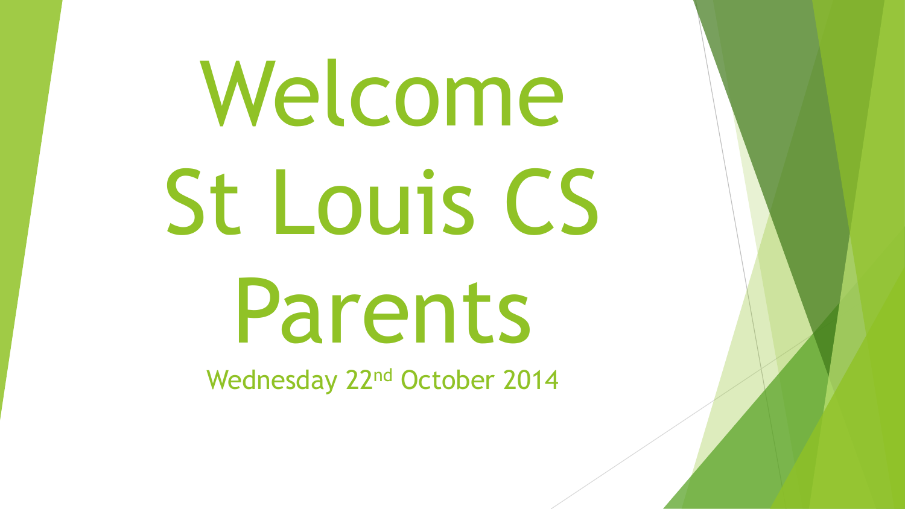# Welcome St Louis CS Parents

Wednesday 22nd October 2014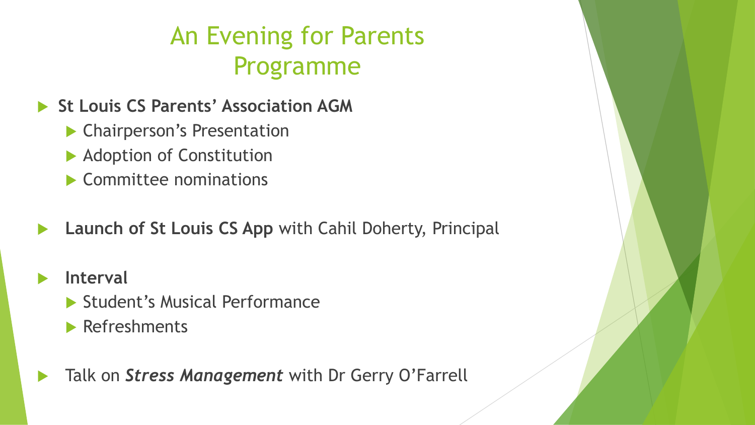# An Evening for Parents
# Programme

- **St Louis CS Parents' Association AGM**
  - Chairperson's Presentation
  - Adoption of Constitution
  - Committee nominations

- **Launch of St Louis CS App** with Cahil Doherty, Principal

- **Interval**
  - Student's Musical Performance
  - Refreshments

- Talk on ***Stress Management*** with Dr Gerry O'Farrell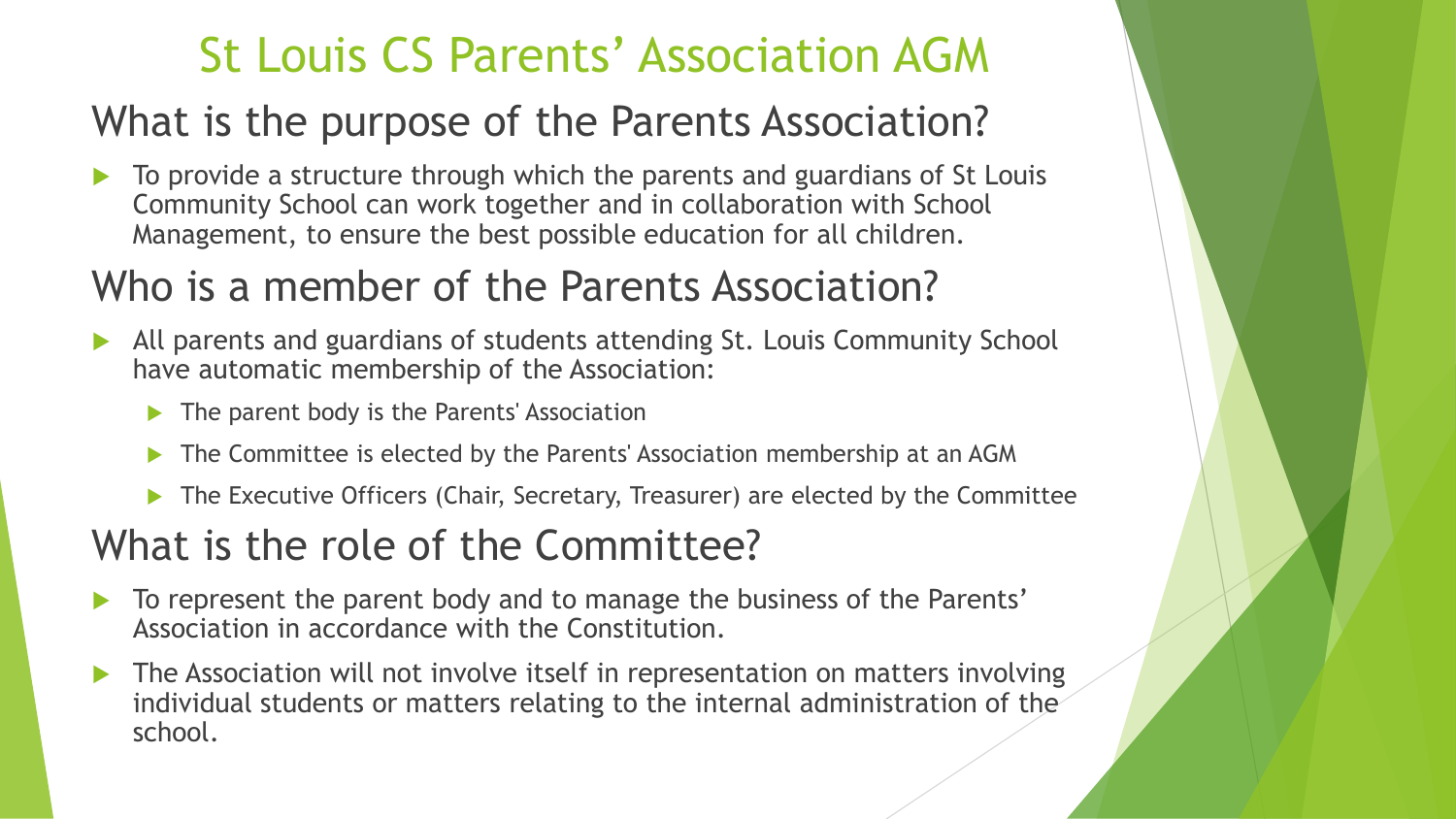# St Louis CS Parents' Association AGM

## What is the purpose of the Parents Association?

- To provide a structure through which the parents and guardians of St Louis Community School can work together and in collaboration with School Management, to ensure the best possible education for all children.

## Who is a member of the Parents Association?

- All parents and guardians of students attending St. Louis Community School have automatic membership of the Association:
  - The parent body is the Parents' Association
  - The Committee is elected by the Parents' Association membership at an AGM
  - The Executive Officers (Chair, Secretary, Treasurer) are elected by the Committee

## What is the role of the Committee?

- To represent the parent body and to manage the business of the Parents' Association in accordance with the Constitution.
- The Association will not involve itself in representation on matters involving individual students or matters relating to the internal administration of the school.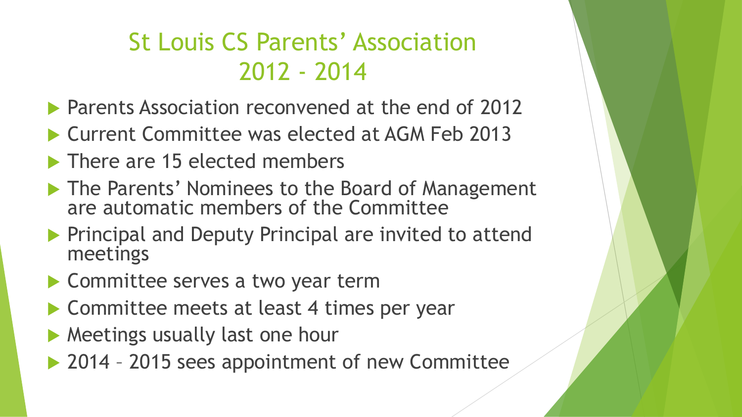# St Louis CS Parents' Association 2012 - 2014

- Parents Association reconvened at the end of 2012
- Current Committee was elected at AGM Feb 2013
- There are 15 elected members
- The Parents' Nominees to the Board of Management are automatic members of the Committee
- Principal and Deputy Principal are invited to attend meetings
- Committee serves a two year term
- Committee meets at least 4 times per year
- Meetings usually last one hour
- 2014 – 2015 sees appointment of new Committee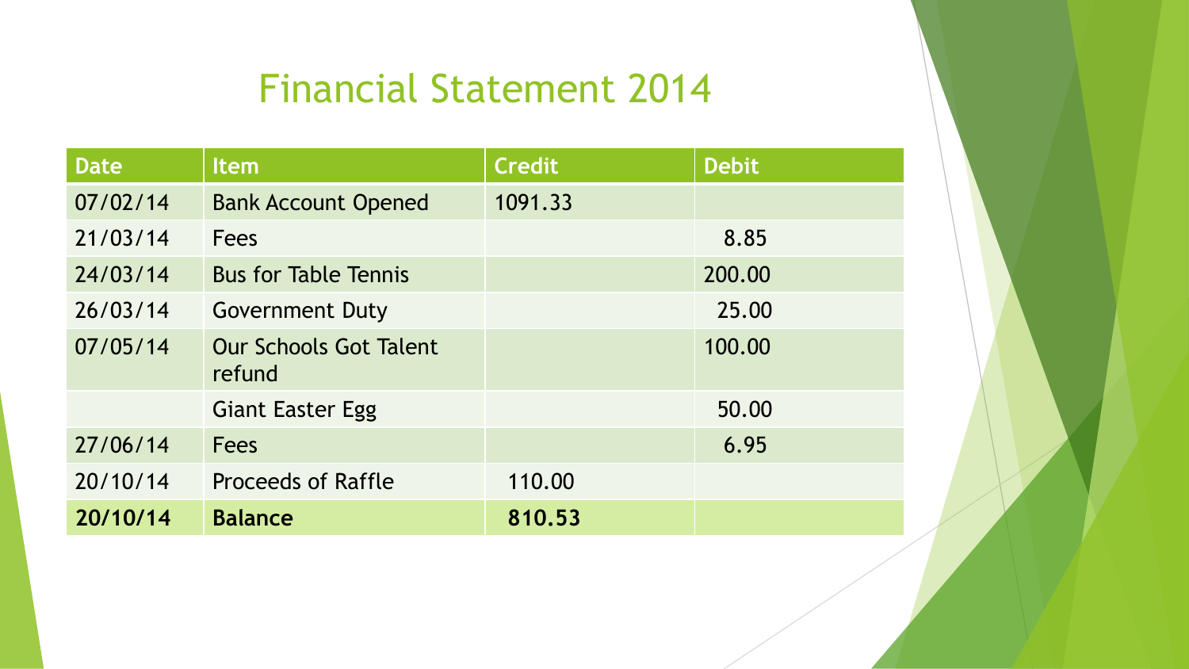# Financial Statement 2014

| Date | Item | Credit | Debit |
|---|---|---|---|
| 07/02/14 | Bank Account Opened | 1091.33 | |
| 21/03/14 | Fees | | 8.85 |
| 24/03/14 | Bus for Table Tennis | | 200.00 |
| 26/03/14 | Government Duty | | 25.00 |
| 07/05/14 | Our Schools Got Talent refund | | 100.00 |
| | Giant Easter Egg | | 50.00 |
| 27/06/14 | Fees | | 6.95 |
| 20/10/14 | Proceeds of Raffle | 110.00 | |
| **20/10/14** | **Balance** | **810.53** | |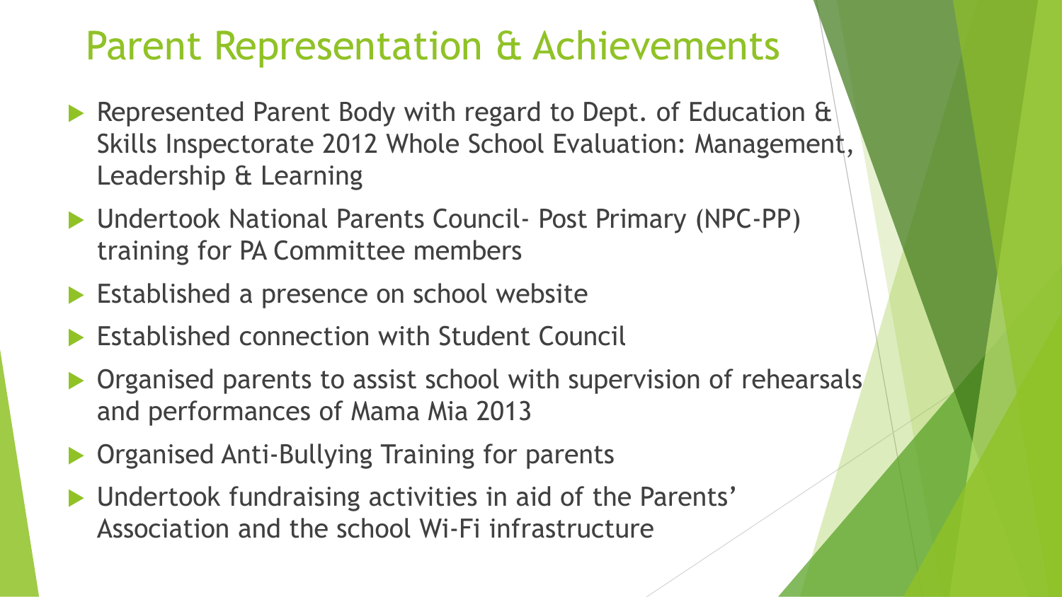# Parent Representation & Achievements

- Represented Parent Body with regard to Dept. of Education & Skills Inspectorate 2012 Whole School Evaluation: Management, Leadership & Learning
- Undertook National Parents Council- Post Primary (NPC-PP) training for PA Committee members
- Established a presence on school website
- Established connection with Student Council
- Organised parents to assist school with supervision of rehearsals and performances of Mama Mia 2013
- Organised Anti-Bullying Training for parents
- Undertook fundraising activities in aid of the Parents' Association and the school Wi-Fi infrastructure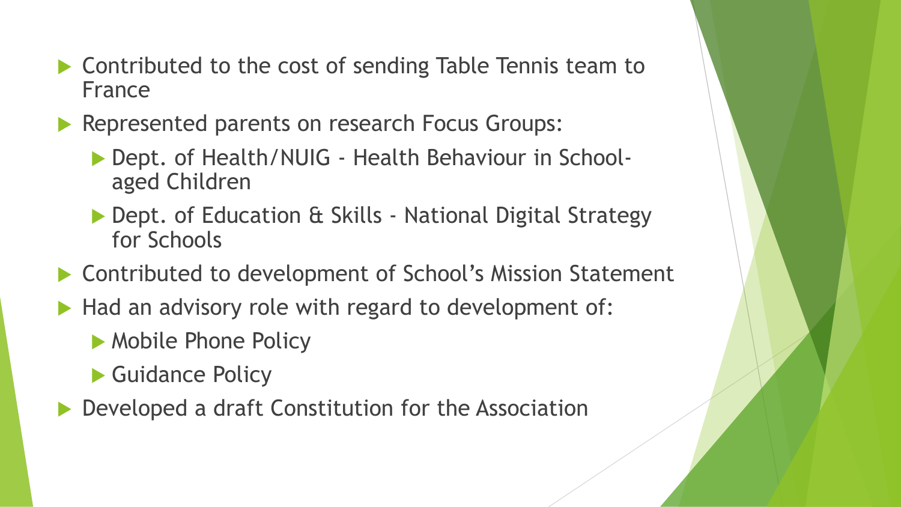- Contributed to the cost of sending Table Tennis team to France
- Represented parents on research Focus Groups:
  - Dept. of Health/NUIG - Health Behaviour in School-aged Children
  - Dept. of Education & Skills - National Digital Strategy for Schools
- Contributed to development of School's Mission Statement
- Had an advisory role with regard to development of:
  - Mobile Phone Policy
  - Guidance Policy
- Developed a draft Constitution for the Association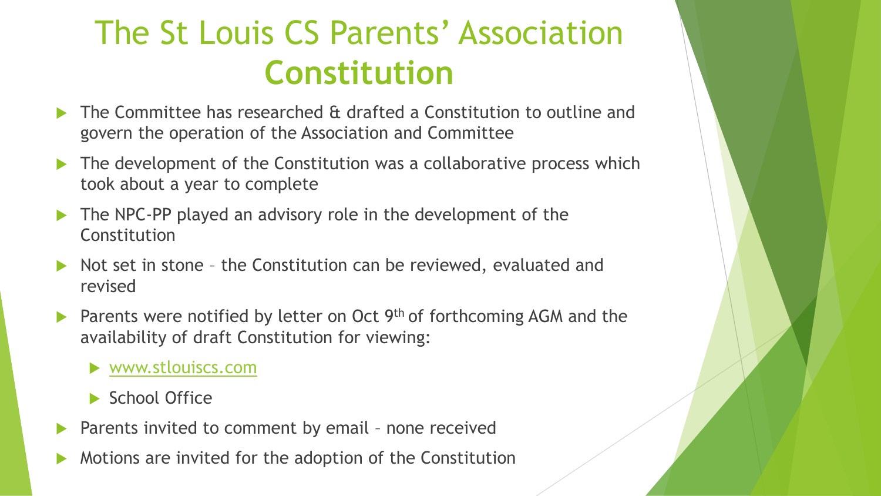# The St Louis CS Parents' Association **Constitution**

- The Committee has researched & drafted a Constitution to outline and govern the operation of the Association and Committee
- The development of the Constitution was a collaborative process which took about a year to complete
- The NPC-PP played an advisory role in the development of the Constitution
- Not set in stone – the Constitution can be reviewed, evaluated and revised
- Parents were notified by letter on Oct 9th of forthcoming AGM and the availability of draft Constitution for viewing:
  - www.stlouiscs.com
  - School Office
- Parents invited to comment by email – none received
- Motions are invited for the adoption of the Constitution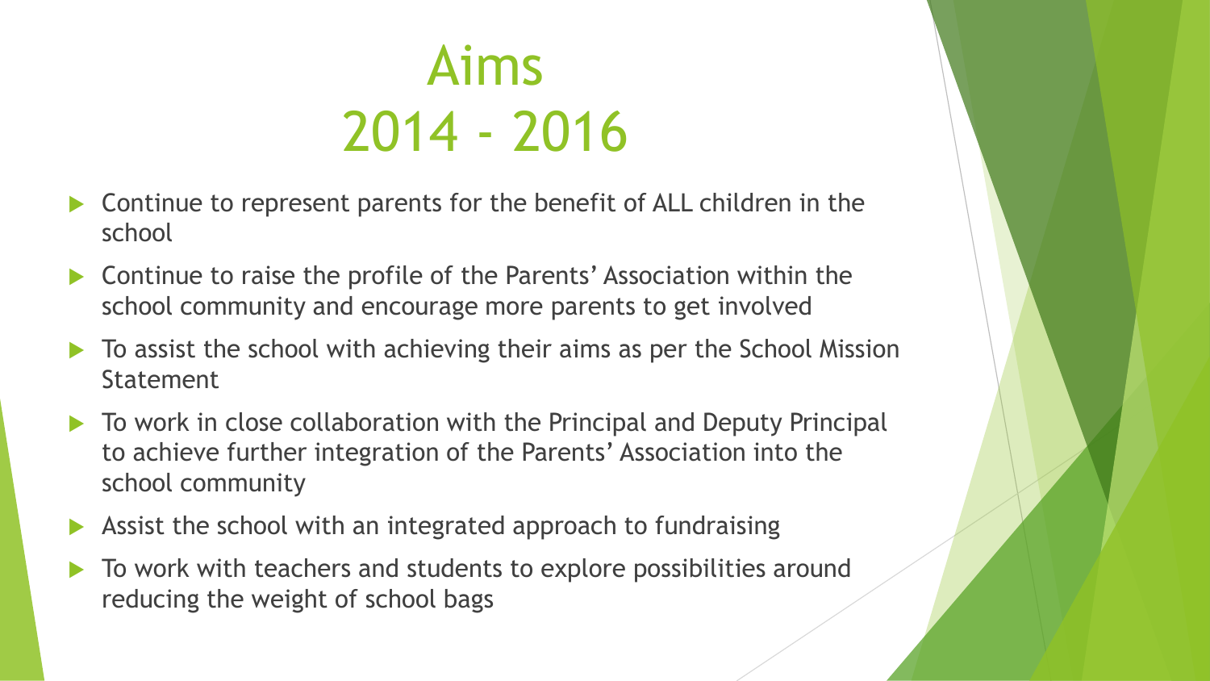# Aims 2014 - 2016

- Continue to represent parents for the benefit of ALL children in the school
- Continue to raise the profile of the Parents' Association within the school community and encourage more parents to get involved
- To assist the school with achieving their aims as per the School Mission Statement
- To work in close collaboration with the Principal and Deputy Principal to achieve further integration of the Parents' Association into the school community
- Assist the school with an integrated approach to fundraising
- To work with teachers and students to explore possibilities around reducing the weight of school bags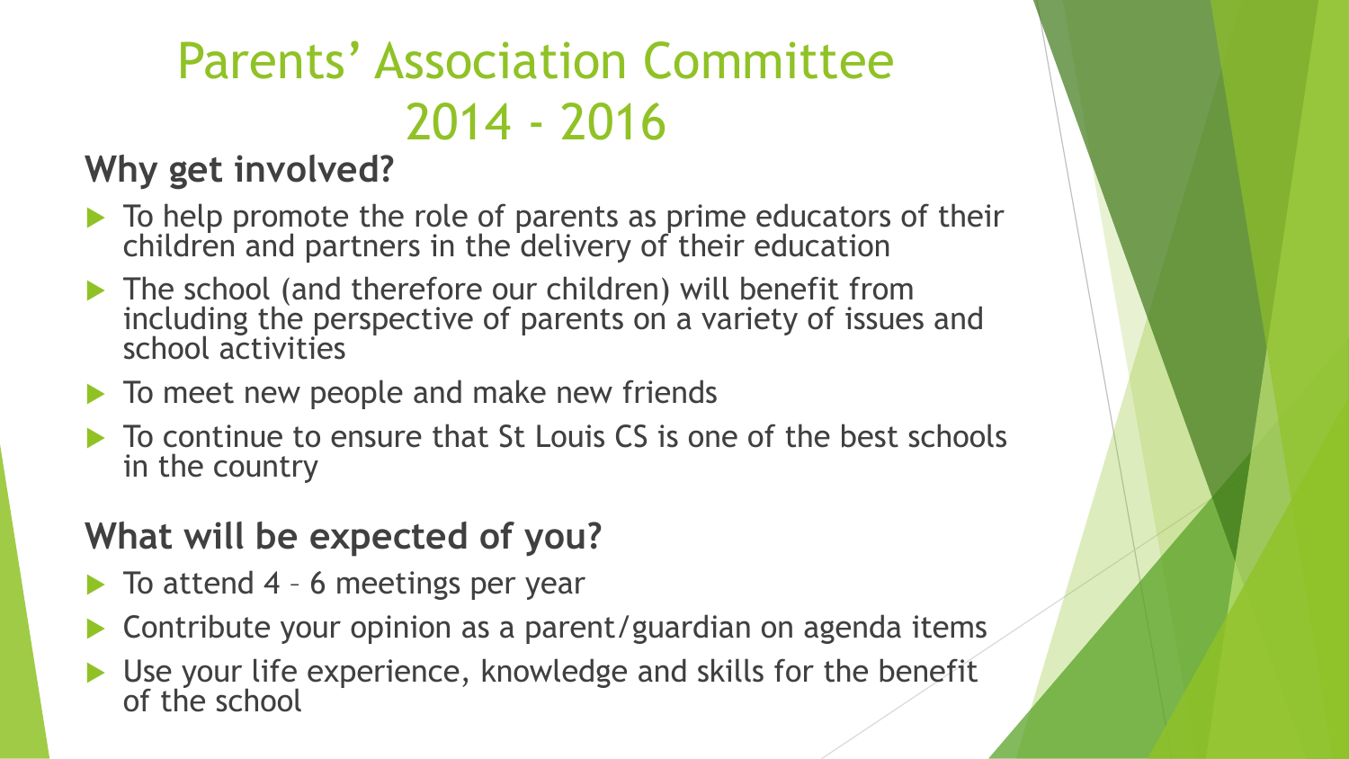# Parents' Association Committee 2014 - 2016

## Why get involved?

- To help promote the role of parents as prime educators of their children and partners in the delivery of their education
- The school (and therefore our children) will benefit from including the perspective of parents on a variety of issues and school activities
- To meet new people and make new friends
- To continue to ensure that St Louis CS is one of the best schools in the country

## What will be expected of you?

- To attend 4 – 6 meetings per year
- Contribute your opinion as a parent/guardian on agenda items
- Use your life experience, knowledge and skills for the benefit of the school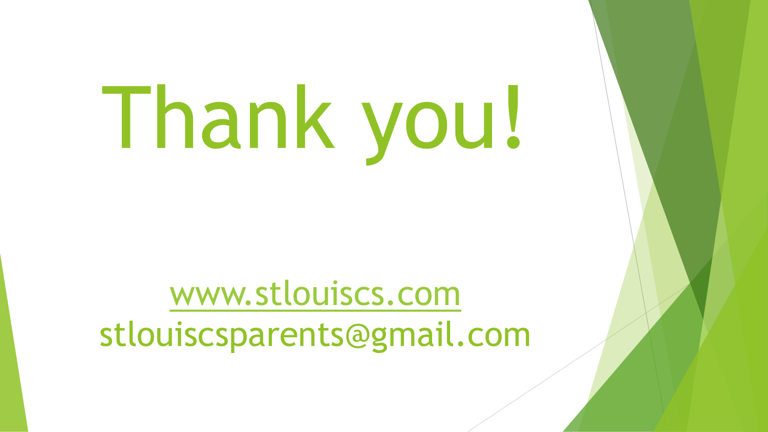# Thank you!

[www.stlouiscs.com](http://www.stlouiscs.com)

stlouiscsparents@gmail.com